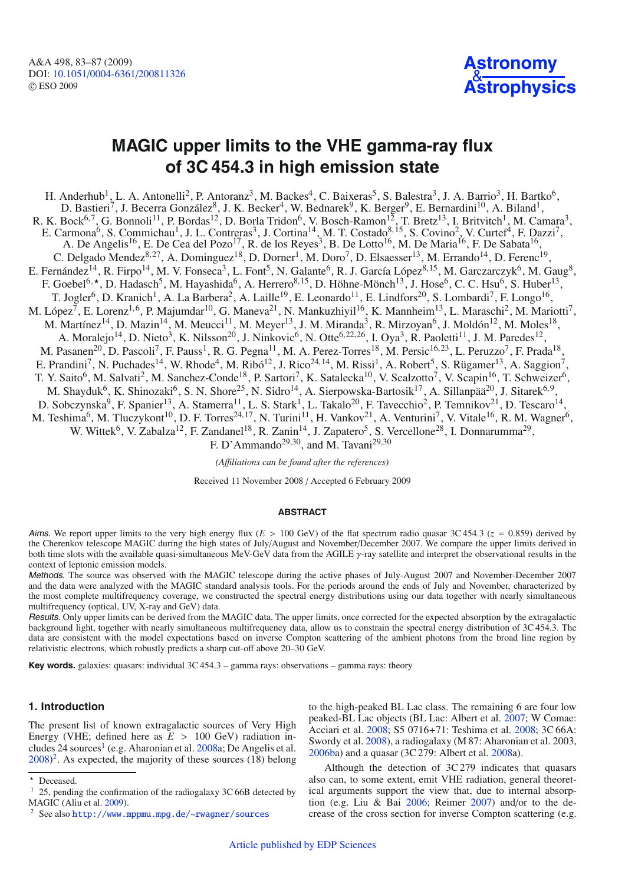# MAGIC upper limits to the VHE gamma-ray flux of 3C 454.3 in high emission state

H. Anderhub[1], L. A. Antonelli[2], P. Antoranz[3], M. Backes[4], C. Baixeras[5], S. Balestra[3], J. A. Barrio[3], H. Bartko[6], D. Bastieri[7], J. Becerra González[8], J. K. Becker[4], W. Bednarek[9], K. Berger[9], E. Bernardini[10], A. Biland[1], R. K. Bock[6,7], G. Bonnoli[11], P. Bordas[12], D. Borla Tridon[6], V. Bosch-Ramon[12], T. Bretz[13], I. Britvitch[1], M. Camara[3], E. Carmona[6], S. Commichau[1], J. L. Contreras[3], J. Cortina[14], M. T. Costado[8,15], S. Covino[2], V. Curtef[4], F. Dazzi[7], A. De Angelis[16], E. De Cea del Pozo[17], R. de los Reyes[3], B. De Lotto[16], M. De Maria[16], F. De Sabata[16], C. Delgado Mendez[8,27], A. Dominguez[18], D. Dorner[1], M. Doro[7], D. Elsaesser[13], M. Errando[14], D. Ferenc[19], E. Fernández[14], R. Firpo[14], M. V. Fonseca[3], L. Font[5], N. Galante[6], R. J. García López[8,15], M. Garczarczyk[6], M. Gaug[8], F. Goebel[6,⋆], D. Hadasch[5], M. Hayashida[6], A. Herrero[8,15], D. Höhne-Mönch[13], J. Hose[6], C. C. Hsu[6], S. Huber[13], T. Jogler[6], D. Kranich[1], A. La Barbera[2], A. Laille[19], E. Leonardo[11], E. Lindfors[20], S. Lombardi[7], F. Longo[16], M. López[7], E. Lorenz[1,6], P. Majumdar[10], G. Maneva[21], N. Mankuzhiyil[16], K. Mannheim[13], L. Maraschi[2], M. Mariotti[7], M. Martínez[14], D. Mazin[14], M. Meucci[11], M. Meyer[13], J. M. Miranda[3], R. Mirzoyan[6], J. Moldón[12], M. Moles[18], A. Moralejo[14], D. Nieto[3], K. Nilsson[20], J. Ninkovic[6], N. Otte[6,22,26], I. Oya[3], R. Paoletti[11], J. M. Paredes[12], M. Pasanen[20], D. Pascoli[7], F. Pauss[1], R. G. Pegna[11], M. A. Perez-Torres[18], M. Persic[16,23], L. Peruzzo[7], F. Prada[18], E. Prandini[7], N. Puchades[14], W. Rhode[4], M. Ribó[12], J. Rico[24,14], M. Rissi[1], A. Robert[5], S. Rügamer[13], A. Saggion[7], T. Y. Saito[6], M. Salvati[2], M. Sanchez-Conde[18], P. Sartori[7], K. Satalecka[10], V. Scalzotto[7], V. Scapin[16], T. Schweizer[6], M. Shayduk[6], K. Shinozaki[6], S. N. Shore[25], N. Sidro[14], A. Sierpowska-Bartosik[17], A. Sillanpää[20], J. Sitarek[6,9], D. Sobczynska[9], F. Spanier[13], A. Stamerra[11], L. S. Stark[1], L. Takalo[20], F. Tavecchio[2], P. Temnikov[21], D. Tescaro[14], M. Teshima[6], M. Tluczykont[10], D. F. Torres[24,17], N. Turini[11], H. Vankov[21], A. Venturini[7], V. Vitale[16], R. M. Wagner[6], W. Wittek[6], V. Zabalza[12], F. Zandanel[18], R. Zanin[14], J. Zapatero[5], S. Vercellone[28], I. Donnarumma[29], F. D'Ammando[29,30], and M. Tavani[29,30]

*(Affiliations can be found after the references)*

Received 11 November 2008 / Accepted 6 February 2009

## ABSTRACT

*Aims.* We report upper limits to the very high energy flux ($E > 100$ GeV) of the flat spectrum radio quasar 3C 454.3 ($z = 0.859$) derived by the Cherenkov telescope MAGIC during the high states of July/August and November/December 2007. We compare the upper limits derived in both time slots with the available quasi-simultaneous MeV-GeV data from the AGILE $\gamma$-ray satellite and interpret the observational results in the context of leptonic emission models.

*Methods.* The source was observed with the MAGIC telescope during the active phases of July-August 2007 and November-December 2007 and the data were analyzed with the MAGIC standard analysis tools. For the periods around the ends of July and November, characterized by the most complete multifrequency coverage, we constructed the spectral energy distributions using our data together with nearly simultaneous multifrequency data (optical, UV, X-ray and GeV) data.

*Results.* Only upper limits can be derived from the MAGIC data. The upper limits, once corrected for the expected absorption by the extragalactic background light, together with nearly simultaneous multifrequency data, allow us to constrain the spectral energy distribution of 3C 454.3. The data are consistent with the model expectations based on inverse Compton scattering of the ambient photons from the broad line region by relativistic electrons, which robustly predicts a sharp cut-off above 20–30 GeV.

**Key words.** galaxies: quasars: individual 3C 454.3 – gamma rays: observations – gamma rays: theory

## 1. Introduction

The present list of known extragalactic sources of Very High Energy (VHE; defined here as $E > 100$ GeV) radiation includes 24 sources[1] (e.g. Aharonian et al. 2008a; De Angelis et al. 2008)[2]. As expected, the majority of these sources (18) belong to the high-peaked BL Lac class. The remaining 6 are four low peaked-BL Lac objects (BL Lac: Albert et al. 2007; W Comae: Acciari et al. 2008; S5 0716+71: Teshima et al. 2008; 3C 66A: Swordy et al. 2008), a radiogalaxy (M 87: Aharonian et al. 2003, 2006ba) and a quasar (3C 279: Albert et al. 2008a).

Although the detection of 3C 279 indicates that quasars also can, to some extent, emit VHE radiation, general theoretical arguments support the view that, due to internal absorption (e.g. Liu & Bai 2006; Reimer 2007) and/or to the decrease of the cross section for inverse Compton scattering (e.g.

⋆ Deceased.

[1] 25, pending the confirmation of the radiogalaxy 3C 66B detected by MAGIC (Aliu et al. 2009).

[2] See also http://www.mppmu.mpg.de/~rwagner/sources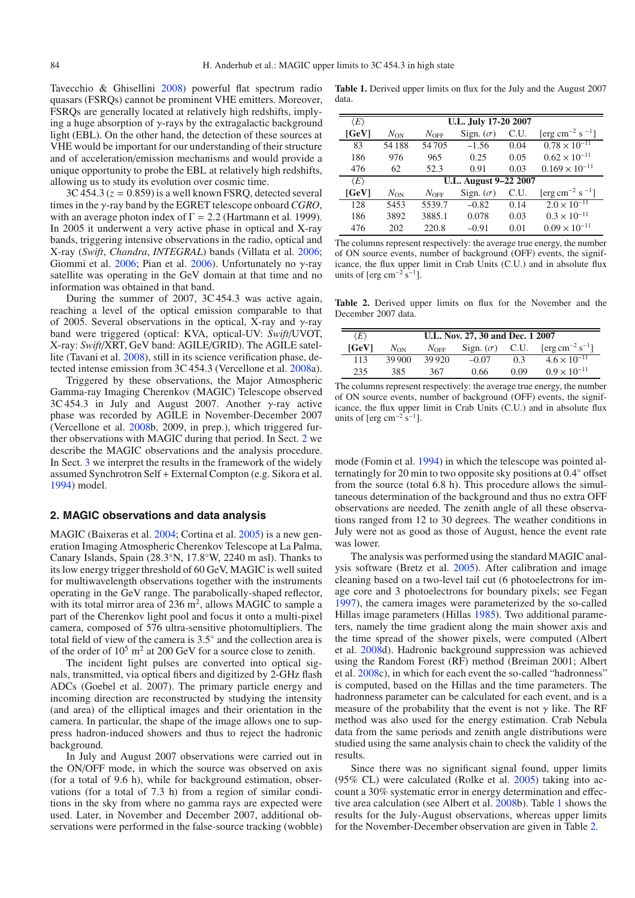Tavecchio & Ghisellini 2008) powerful flat spectrum radio quasars (FSRQs) cannot be prominent VHE emitters. Moreover, FSRQs are generally located at relatively high redshifts, implying a huge absorption of $\gamma$-rays by the extragalactic background light (EBL). On the other hand, the detection of these sources at VHE would be important for our understanding of their structure and of acceleration/emission mechanisms and would provide a unique opportunity to probe the EBL at relatively high redshifts, allowing us to study its evolution over cosmic time.

3C 454.3 ($z = 0.859$) is a well known FSRQ, detected several times in the $\gamma$-ray band by the EGRET telescope onboard *CGRO*, with an average photon index of $\Gamma = 2.2$ (Hartmann et al. 1999). In 2005 it underwent a very active phase in optical and X-ray bands, triggering intensive observations in the radio, optical and X-ray (*Swift*, *Chandra*, *INTEGRAL*) bands (Villata et al. 2006; Giommi et al. 2006; Pian et al. 2006). Unfortunately no $\gamma$-ray satellite was operating in the GeV domain at that time and no information was obtained in that band.

During the summer of 2007, 3C 454.3 was active again, reaching a level of the optical emission comparable to that of 2005. Several observations in the optical, X-ray and $\gamma$-ray band were triggered (optical: KVA, optical-UV: *Swift*/UVOT, X-ray: *Swift*/XRT, GeV band: AGILE/GRID). The AGILE satellite (Tavani et al. 2008), still in its science verification phase, detected intense emission from 3C 454.3 (Vercellone et al. 2008a).

Triggered by these observations, the Major Atmospheric Gamma-ray Imaging Cherenkov (MAGIC) Telescope observed 3C 454.3 in July and August 2007. Another $\gamma$-ray active phase was recorded by AGILE in November-December 2007 (Vercellone et al. 2008b, 2009, in prep.), which triggered further observations with MAGIC during that period. In Sect. 2 we describe the MAGIC observations and the analysis procedure. In Sect. 3 we interpret the results in the framework of the widely assumed Synchrotron Self + External Compton (e.g. Sikora et al. 1994) model.

## 2. MAGIC observations and data analysis

MAGIC (Baixeras et al. 2004; Cortina et al. 2005) is a new generation Imaging Atmospheric Cherenkov Telescope at La Palma, Canary Islands, Spain (28.3°N, 17.8°W, 2240 m asl). Thanks to its low energy trigger threshold of 60 GeV, MAGIC is well suited for multiwavelength observations together with the instruments operating in the GeV range. The parabolically-shaped reflector, with its total mirror area of 236 m$^2$, allows MAGIC to sample a part of the Cherenkov light pool and focus it onto a multi-pixel camera, composed of 576 ultra-sensitive photomultipliers. The total field of view of the camera is 3.5° and the collection area is of the order of $10^5$ m$^2$ at 200 GeV for a source close to zenith.

The incident light pulses are converted into optical signals, transmitted, via optical fibers and digitized by 2-GHz flash ADCs (Goebel et al. 2007). The primary particle energy and incoming direction are reconstructed by studying the intensity (and area) of the elliptical images and their orientation in the camera. In particular, the shape of the image allows one to suppress hadron-induced showers and thus to reject the hadronic background.

In July and August 2007 observations were carried out in the ON/OFF mode, in which the source was observed on axis (for a total of 9.6 h), while for background estimation, observations (for a total of 7.3 h) from a region of similar conditions in the sky from where no gamma rays are expected were used. Later, in November and December 2007, additional observations were performed in the false-source tracking (wobble) mode (Fomin et al. 1994) in which the telescope was pointed alternatingly for 20 min to two opposite sky positions at 0.4° offset from the source (total 6.8 h). This procedure allows the simultaneous determination of the background and thus no extra OFF observations are needed. The zenith angle of all these observations ranged from 12 to 30 degrees. The weather conditions in July were not as good as those of August, hence the event rate was lower.

The analysis was performed using the standard MAGIC analysis software (Bretz et al. 2005). After calibration and image cleaning based on a two-level tail cut (6 photoelectrons for image core and 3 photoelectrons for boundary pixels; see Fegan 1997), the camera images were parameterized by the so-called Hillas image parameters (Hillas 1985). Two additional parameters, namely the time gradient along the main shower axis and the time spread of the shower pixels, were computed (Albert et al. 2008d). Hadronic background suppression was achieved using the Random Forest (RF) method (Breiman 2001; Albert et al. 2008c), in which for each event the so-called "hadronness" is computed, based on the Hillas and the time parameters. The hadronness parameter can be calculated for each event, and is a measure of the probability that the event is not $\gamma$ like. The RF method was also used for the energy estimation. Crab Nebula data from the same periods and zenith angle distributions were studied using the same analysis chain to check the validity of the results.

Since there was no significant signal found, upper limits (95% CL) were calculated (Rolke et al. 2005) taking into account a 30% systematic error in energy determination and effective area calculation (see Albert et al. 2008b). Table 1 shows the results for the July-August observations, whereas upper limits for the November-December observation are given in Table 2.

**Table 1.** Derived upper limits on flux for the July and the August 2007 data.

| $\langle E \rangle$ | U.L. July 17-20 2007 | | | | |
|---|---|---|---|---|---|
| **[GeV]** | $N_{\rm ON}$ | $N_{\rm OFF}$ | Sign. ($\sigma$) | C.U. | [erg cm$^{-2}$ s$^{-1}$] |
| 83 | 54 188 | 54 705 | −1.56 | 0.04 | $0.78 \times 10^{-11}$ |
| 186 | 976 | 965 | 0.25 | 0.05 | $0.62 \times 10^{-11}$ |
| 476 | 62 | 52.3 | 0.91 | 0.03 | $0.169 \times 10^{-11}$ |
| $\langle E \rangle$ | **U.L. August 9–22 2007** | | | | |
| **[GeV]** | $N_{\rm ON}$ | $N_{\rm OFF}$ | Sign. ($\sigma$) | C.U. | [erg cm$^{-2}$ s$^{-1}$] |
| 128 | 5453 | 5539.7 | −0.82 | 0.14 | $2.0 \times 10^{-11}$ |
| 186 | 3892 | 3885.1 | 0.078 | 0.03 | $0.3 \times 10^{-11}$ |
| 476 | 202 | 220.8 | −0.91 | 0.01 | $0.09 \times 10^{-11}$ |

The columns represent respectively: the average true energy, the number of ON source events, number of background (OFF) events, the significance, the flux upper limit in Crab Units (C.U.) and in absolute flux units of [erg cm$^{-2}$ s$^{-1}$].

**Table 2.** Derived upper limits on flux for the November and the December 2007 data.

| $\langle E \rangle$ | U.L. Nov. 27, 30 and Dec. 1 2007 | | | | |
|---|---|---|---|---|---|
| **[GeV]** | $N_{\rm ON}$ | $N_{\rm OFF}$ | Sign. ($\sigma$) | C.U. | [erg cm$^{-2}$ s$^{-1}$] |
| 113 | 39 900 | 39 920 | −0.07 | 0.3 | $4.6 \times 10^{-11}$ |
| 235 | 385 | 367 | 0.66 | 0.09 | $0.9 \times 10^{-11}$ |

The columns represent respectively: the average true energy, the number of ON source events, number of background (OFF) events, the significance, the flux upper limit in Crab Units (C.U.) and in absolute flux units of [erg cm$^{-2}$ s$^{-1}$].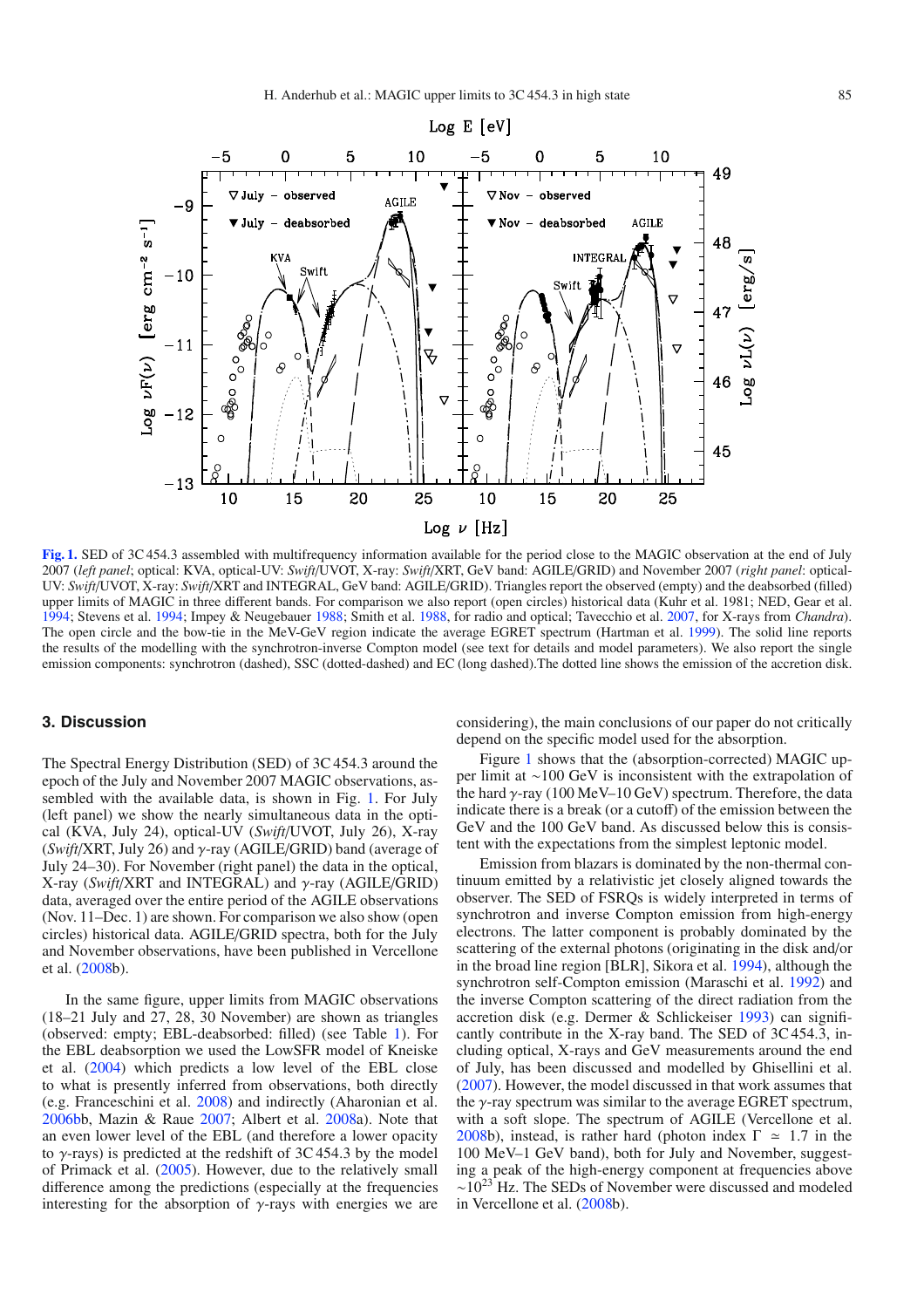**Fig. 1.** SED of 3C 454.3 assembled with multifrequency information available for the period close to the MAGIC observation at the end of July 2007 (*left panel*; optical: KVA, optical-UV: *Swift*/UVOT, X-ray: *Swift*/XRT, GeV band: AGILE/GRID) and November 2007 (*right panel*: optical-UV: *Swift*/UVOT, X-ray: *Swift*/XRT and INTEGRAL, GeV band: AGILE/GRID). Triangles report the observed (empty) and the deabsorbed (filled) upper limits of MAGIC in three different bands. For comparison we also report (open circles) historical data (Kuhr et al. 1981; NED, Gear et al. 1994; Stevens et al. 1994; Impey & Neugebauer 1988; Smith et al. 1988, for radio and optical; Tavecchio et al. 2007, for X-rays from *Chandra*). The open circle and the bow-tie in the MeV-GeV region indicate the average EGRET spectrum (Hartman et al. 1999). The solid line reports the results of the modelling with the synchrotron-inverse Compton model (see text for details and model parameters). We also report the single emission components: synchrotron (dashed), SSC (dotted-dashed) and EC (long dashed).The dotted line shows the emission of the accretion disk.

## 3. Discussion

The Spectral Energy Distribution (SED) of 3C 454.3 around the epoch of the July and November 2007 MAGIC observations, assembled with the available data, is shown in Fig. 1. For July (left panel) we show the nearly simultaneous data in the optical (KVA, July 24), optical-UV (*Swift*/UVOT, July 26), X-ray (*Swift*/XRT, July 26) and $\gamma$-ray (AGILE/GRID) band (average of July 24–30). For November (right panel) the data in the optical, X-ray (*Swift*/XRT and INTEGRAL) and $\gamma$-ray (AGILE/GRID) data, averaged over the entire period of the AGILE observations (Nov. 11–Dec. 1) are shown. For comparison we also show (open circles) historical data. AGILE/GRID spectra, both for the July and November observations, have been published in Vercellone et al. (2008b).

In the same figure, upper limits from MAGIC observations (18–21 July and 27, 28, 30 November) are shown as triangles (observed: empty; EBL-deabsorbed: filled) (see Table 1). For the EBL deabsorption we used the LowSFR model of Kneiske et al. (2004) which predicts a low level of the EBL close to what is presently inferred from observations, both directly (e.g. Franceschini et al. 2008) and indirectly (Aharonian et al. 2006bb, Mazin & Raue 2007; Albert et al. 2008a). Note that an even lower level of the EBL (and therefore a lower opacity to $\gamma$-rays) is predicted at the redshift of 3C 454.3 by the model of Primack et al. (2005). However, due to the relatively small difference among the predictions (especially at the frequencies interesting for the absorption of $\gamma$-rays with energies we are considering), the main conclusions of our paper do not critically depend on the specific model used for the absorption.

Figure 1 shows that the (absorption-corrected) MAGIC upper limit at $\sim$100 GeV is inconsistent with the extrapolation of the hard $\gamma$-ray (100 MeV–10 GeV) spectrum. Therefore, the data indicate there is a break (or a cutoff) of the emission between the GeV and the 100 GeV band. As discussed below this is consistent with the expectations from the simplest leptonic model.

Emission from blazars is dominated by the non-thermal continuum emitted by a relativistic jet closely aligned towards the observer. The SED of FSRQs is widely interpreted in terms of synchrotron and inverse Compton emission from high-energy electrons. The latter component is probably dominated by the scattering of the external photons (originating in the disk and/or in the broad line region [BLR], Sikora et al. 1994), although the synchrotron self-Compton emission (Maraschi et al. 1992) and the inverse Compton scattering of the direct radiation from the accretion disk (e.g. Dermer & Schlickeiser 1993) can significantly contribute in the X-ray band. The SED of 3C 454.3, including optical, X-rays and GeV measurements around the end of July, has been discussed and modelled by Ghisellini et al. (2007). However, the model discussed in that work assumes that the $\gamma$-ray spectrum was similar to the average EGRET spectrum, with a soft slope. The spectrum of AGILE (Vercellone et al. 2008b), instead, is rather hard (photon index $\Gamma \simeq 1.7$ in the 100 MeV–1 GeV band), both for July and November, suggesting a peak of the high-energy component at frequencies above $\sim 10^{23}$ Hz. The SEDs of November were discussed and modeled in Vercellone et al. (2008b).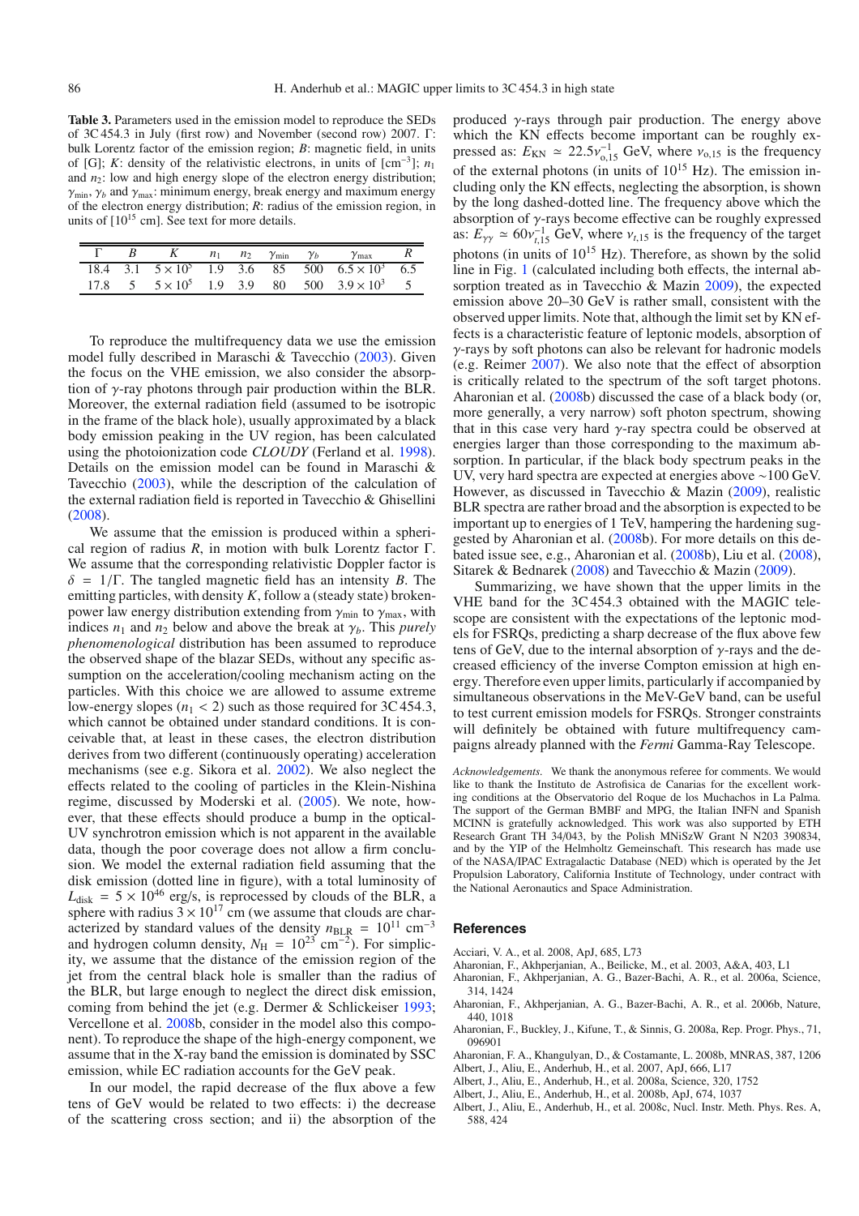**Table 3.** Parameters used in the emission model to reproduce the SEDs of 3C 454.3 in July (first row) and November (second row) 2007. Γ: bulk Lorentz factor of the emission region; $B$: magnetic field, in units of [G]; $K$: density of the relativistic electrons, in units of [cm$^{-3}$]; $n_1$ and $n_2$: low and high energy slope of the electron energy distribution; $\gamma_{\rm min}$, $\gamma_b$ and $\gamma_{\rm max}$: minimum energy, break energy and maximum energy of the electron energy distribution; $R$: radius of the emission region, in units of [$10^{15}$ cm]. See text for more details.

| Γ | $B$ | $K$ | $n_1$ | $n_2$ | $\gamma_{\rm min}$ | $\gamma_b$ | $\gamma_{\rm max}$ | $R$ |
|---|---|---|---|---|---|---|---|---|
| 18.4 | 3.1 | $5 \times 10^5$ | 1.9 | 3.6 | 85 | 500 | $6.5 \times 10^3$ | 6.5 |
| 17.8 | 5 | $5 \times 10^5$ | 1.9 | 3.9 | 80 | 500 | $3.9 \times 10^3$ | 5 |

To reproduce the multifrequency data we use the emission model fully described in Maraschi & Tavecchio (2003). Given the focus on the VHE emission, we also consider the absorption of $\gamma$-ray photons through pair production within the BLR. Moreover, the external radiation field (assumed to be isotropic in the frame of the black hole), usually approximated by a black body emission peaking in the UV region, has been calculated using the photoionization code *CLOUDY* (Ferland et al. 1998). Details on the emission model can be found in Maraschi & Tavecchio (2003), while the description of the calculation of the external radiation field is reported in Tavecchio & Ghisellini (2008).

We assume that the emission is produced within a spherical region of radius $R$, in motion with bulk Lorentz factor Γ. We assume that the corresponding relativistic Doppler factor is $\delta = 1/\Gamma$. The tangled magnetic field has an intensity $B$. The emitting particles, with density $K$, follow a (steady state) broken-power law energy distribution extending from $\gamma_{\rm min}$ to $\gamma_{\rm max}$, with indices $n_1$ and $n_2$ below and above the break at $\gamma_b$. This *purely phenomenological* distribution has been assumed to reproduce the observed shape of the blazar SEDs, without any specific assumption on the acceleration/cooling mechanism acting on the particles. With this choice we are allowed to assume extreme low-energy slopes ($n_1 < 2$) such as those required for 3C 454.3, which cannot be obtained under standard conditions. It is conceivable that, at least in these cases, the electron distribution derives from two different (continuously operating) acceleration mechanisms (see e.g. Sikora et al. 2002). We also neglect the effects related to the cooling of particles in the Klein-Nishina regime, discussed by Moderski et al. (2005). We note, however, that these effects should produce a bump in the optical-UV synchrotron emission which is not apparent in the available data, though the poor coverage does not allow a firm conclusion. We model the external radiation field assuming that the disk emission (dotted line in figure), with a total luminosity of $L_{\rm disk} = 5 \times 10^{46}$ erg/s, is reprocessed by clouds of the BLR, a sphere with radius $3 \times 10^{17}$ cm (we assume that clouds are characterized by standard values of the density $n_{\rm BLR} = 10^{11}$ cm$^{-3}$ and hydrogen column density, $N_{\rm H} = 10^{23}$ cm$^{-2}$). For simplicity, we assume that the distance of the emission region of the jet from the central black hole is smaller than the radius of the BLR, but large enough to neglect the direct disk emission, coming from behind the jet (e.g. Dermer & Schlickeiser 1993; Vercellone et al. 2008b, consider in the model also this component). To reproduce the shape of the high-energy component, we assume that in the X-ray band the emission is dominated by SSC emission, while EC radiation accounts for the GeV peak.

In our model, the rapid decrease of the flux above a few tens of GeV would be related to two effects: i) the decrease of the scattering cross section; and ii) the absorption of the produced $\gamma$-rays through pair production. The energy above which the KN effects become important can be roughly expressed as: $E_{\rm KN} \simeq 22.5\nu_{o,15}^{-1}$ GeV, where $\nu_{o,15}$ is the frequency of the external photons (in units of $10^{15}$ Hz). The emission including only the KN effects, neglecting the absorption, is shown by the long dashed-dotted line. The frequency above which the absorption of $\gamma$-rays become effective can be roughly expressed as: $E_{\gamma\gamma} \simeq 60\nu_{t,15}^{-1}$ GeV, where $\nu_{t,15}$ is the frequency of the target photons (in units of $10^{15}$ Hz). Therefore, as shown by the solid line in Fig. 1 (calculated including both effects, the internal absorption treated as in Tavecchio & Mazin 2009), the expected emission above 20–30 GeV is rather small, consistent with the observed upper limits. Note that, although the limit set by KN effects is a characteristic feature of leptonic models, absorption of $\gamma$-rays by soft photons can also be relevant for hadronic models (e.g. Reimer 2007). We also note that the effect of absorption is critically related to the spectrum of the soft target photons. Aharonian et al. (2008b) discussed the case of a black body (or, more generally, a very narrow) soft photon spectrum, showing that in this case very hard $\gamma$-ray spectra could be observed at energies larger than those corresponding to the maximum absorption. In particular, if the black body spectrum peaks in the UV, very hard spectra are expected at energies above ~100 GeV. However, as discussed in Tavecchio & Mazin (2009), realistic BLR spectra are rather broad and the absorption is expected to be important up to energies of 1 TeV, hampering the hardening suggested by Aharonian et al. (2008b). For more details on this debated issue see, e.g., Aharonian et al. (2008b), Liu et al. (2008), Sitarek & Bednarek (2008) and Tavecchio & Mazin (2009).

Summarizing, we have shown that the upper limits in the VHE band for the 3C 454.3 obtained with the MAGIC telescope are consistent with the expectations of the leptonic models for FSRQs, predicting a sharp decrease of the flux above few tens of GeV, due to the internal absorption of $\gamma$-rays and the decreased efficiency of the inverse Compton emission at high energy. Therefore even upper limits, particularly if accompanied by simultaneous observations in the MeV-GeV band, can be useful to test current emission models for FSRQs. Stronger constraints will definitely be obtained with future multifrequency campaigns already planned with the *Fermi* Gamma-Ray Telescope.

*Acknowledgements.* We thank the anonymous referee for comments. We would like to thank the Instituto de Astrofisica de Canarias for the excellent working conditions at the Observatorio del Roque de los Muchachos in La Palma. The support of the German BMBF and MPG, the Italian INFN and Spanish MCINN is gratefully acknowledged. This work was also supported by ETH Research Grant TH 34/043, by the Polish MNiSzW Grant N N203 390834, and by the YIP of the Helmholtz Gemeinschaft. This research has made use of the NASA/IPAC Extragalactic Database (NED) which is operated by the Jet Propulsion Laboratory, California Institute of Technology, under contract with the National Aeronautics and Space Administration.

## References

Acciari, V. A., et al. 2008, ApJ, 685, L73
Aharonian, F., Akhperjanian, A., Beilicke, M., et al. 2003, A&A, 403, L1
Aharonian, F., Akhperjanian, A. G., Bazer-Bachi, A. R., et al. 2006a, Science, 314, 1424
Aharonian, F., Akhperjanian, A. G., Bazer-Bachi, A. R., et al. 2006b, Nature, 440, 1018
Aharonian, F., Buckley, J., Kifune, T., & Sinnis, G. 2008a, Rep. Progr. Phys., 71, 096901
Aharonian, F. A., Khangulyan, D., & Costamante, L. 2008b, MNRAS, 387, 1206
Albert, J., Aliu, E., Anderhub, H., et al. 2007, ApJ, 666, L17
Albert, J., Aliu, E., Anderhub, H., et al. 2008a, Science, 320, 1752
Albert, J., Aliu, E., Anderhub, H., et al. 2008b, ApJ, 674, 1037
Albert, J., Aliu, E., Anderhub, H., et al. 2008c, Nucl. Instr. Meth. Phys. Res. A, 588, 424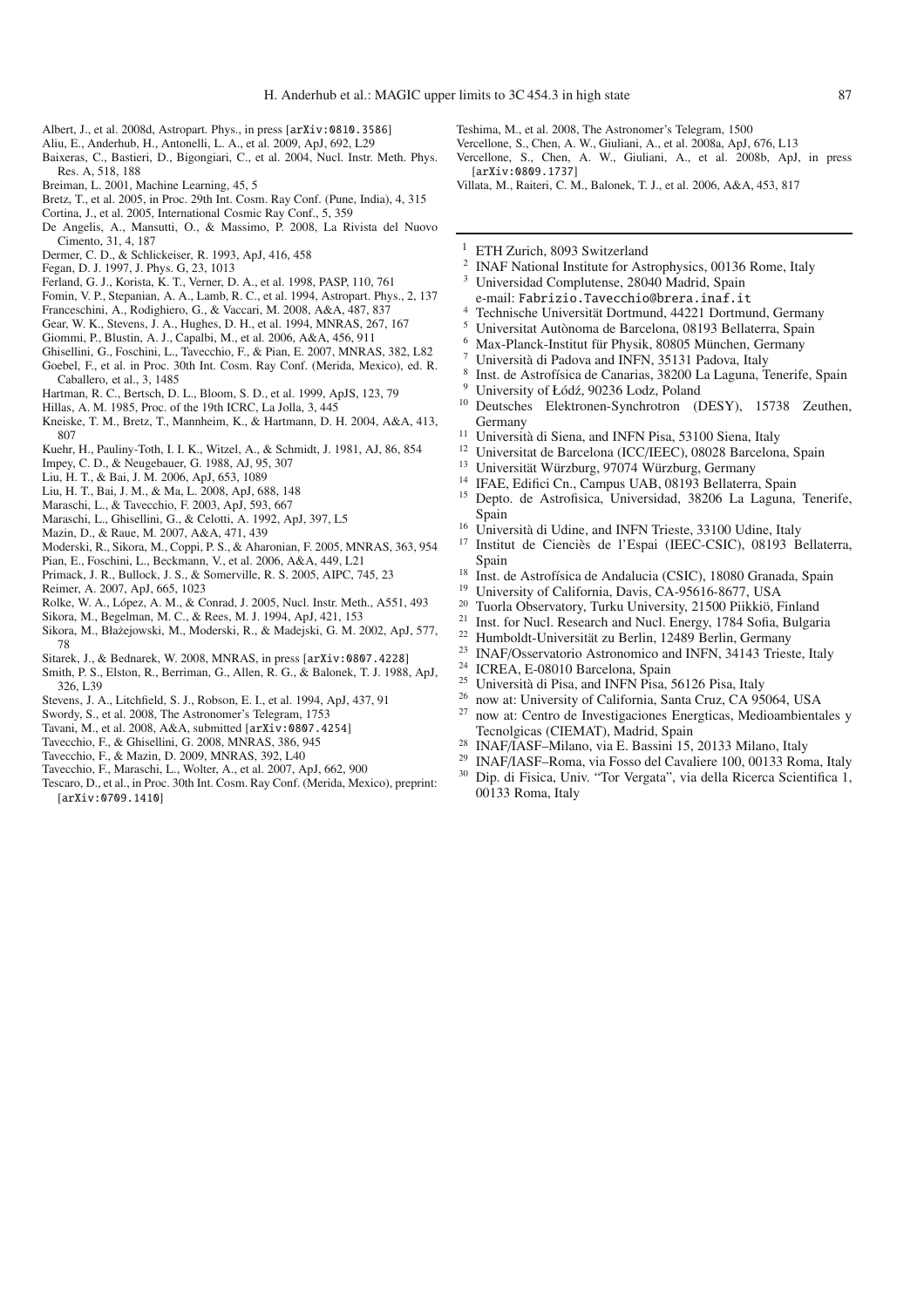Albert, J., et al. 2008d, Astropart. Phys., in press [arXiv:0810.3586]
Aliu, E., Anderhub, H., Antonelli, L. A., et al. 2009, ApJ, 692, L29
Baixeras, C., Bastieri, D., Bigongiari, C., et al. 2004, Nucl. Instr. Meth. Phys. Res. A, 518, 188
Breiman, L. 2001, Machine Learning, 45, 5
Bretz, T., et al. 2005, in Proc. 29th Int. Cosm. Ray Conf. (Pune, India), 4, 315
Cortina, J., et al. 2005, International Cosmic Ray Conf., 5, 359
De Angelis, A., Mansutti, O., & Massimo, P. 2008, La Rivista del Nuovo Cimento, 31, 4, 187
Dermer, C. D., & Schlickeiser, R. 1993, ApJ, 416, 458
Fegan, D. J. 1997, J. Phys. G, 23, 1013
Ferland, G. J., Korista, K. T., Verner, D. A., et al. 1998, PASP, 110, 761
Fomin, V. P., Stepanian, A. A., Lamb, R. C., et al. 1994, Astropart. Phys., 2, 137
Franceschini, A., Rodighiero, G., & Vaccari, M. 2008, A&A, 487, 837
Gear, W. K., Stevens, J. A., Hughes, D. H., et al. 1994, MNRAS, 267, 167
Giommi, P., Blustin, A. J., Capalbi, M., et al. 2006, A&A, 456, 911
Ghisellini, G., Foschini, L., Tavecchio, F., & Pian, E. 2007, MNRAS, 382, L82
Goebel, F., et al. in Proc. 30th Int. Cosm. Ray Conf. (Merida, Mexico), ed. R. Caballero, et al., 3, 1485
Hartman, R. C., Bertsch, D. L., Bloom, S. D., et al. 1999, ApJS, 123, 79
Hillas, A. M. 1985, Proc. of the 19th ICRC, La Jolla, 3, 445
Kneiske, T. M., Bretz, T., Mannheim, K., & Hartmann, D. H. 2004, A&A, 413, 807
Kuehr, H., Pauliny-Toth, I. I. K., Witzel, A., & Schmidt, J. 1981, AJ, 86, 854
Impey, C. D., & Neugebauer, G. 1988, AJ, 95, 307
Liu, H. T., & Bai, J. M. 2006, ApJ, 653, 1089
Liu, H. T., Bai, J. M., & Ma, L. 2008, ApJ, 688, 148
Maraschi, L., & Tavecchio, F. 2003, ApJ, 593, 667
Maraschi, L., Ghisellini, G., & Celotti, A. 1992, ApJ, 397, L5
Mazin, D., & Raue, M. 2007, A&A, 471, 439
Moderski, R., Sikora, M., Coppi, P. S., & Aharonian, F. 2005, MNRAS, 363, 954
Pian, E., Foschini, L., Beckmann, V., et al. 2006, A&A, 449, L21
Primack, J. R., Bullock, J. S., & Somerville, R. S. 2005, AIPC, 745, 23
Reimer, A. 2007, ApJ, 665, 1023
Rolke, W. A., López, A. M., & Conrad, J. 2005, Nucl. Instr. Meth., A551, 493
Sikora, M., Begelman, M. C., & Rees, M. J. 1994, ApJ, 421, 153
Sikora, M., Błażejowski, M., Moderski, R., & Madejski, G. M. 2002, ApJ, 577, 78
Sitarek, J., & Bednarek, W. 2008, MNRAS, in press [arXiv:0807.4228]
Smith, P. S., Elston, R., Berriman, G., Allen, R. G., & Balonek, T. J. 1988, ApJ, 326, L39
Stevens, J. A., Litchfield, S. J., Robson, E. I., et al. 1994, ApJ, 437, 91
Swordy, S., et al. 2008, The Astronomer's Telegram, 1753
Tavani, M., et al. 2008, A&A, submitted [arXiv:0807.4254]
Tavecchio, F., & Ghisellini, G. 2008, MNRAS, 386, 945
Tavecchio, F., & Mazin, D. 2009, MNRAS, 392, L40
Tavecchio, F., Maraschi, L., Wolter, A., et al. 2007, ApJ, 662, 900
Tescaro, D., et al., in Proc. 30th Int. Cosm. Ray Conf. (Merida, Mexico), preprint: [arXiv:0709.1410]
Teshima, M., et al. 2008, The Astronomer's Telegram, 1500
Vercellone, S., Chen, A. W., Giuliani, A., et al. 2008a, ApJ, 676, L13
Vercellone, S., Chen, A. W., Giuliani, A., et al. 2008b, ApJ, in press [arXiv:0809.1737]
Villata, M., Raiteri, C. M., Balonek, T. J., et al. 2006, A&A, 453, 817

---

[1] ETH Zurich, 8093 Switzerland
[2] INAF National Institute for Astrophysics, 00136 Rome, Italy
[3] Universidad Complutense, 28040 Madrid, Spain
e-mail: Fabrizio.Tavecchio@brera.inaf.it
[4] Technische Universität Dortmund, 44221 Dortmund, Germany
[5] Universitat Autònoma de Barcelona, 08193 Bellaterra, Spain
[6] Max-Planck-Institut für Physik, 80805 München, Germany
[7] Università di Padova and INFN, 35131 Padova, Italy
[8] Inst. de Astrofísica de Canarias, 38200 La Laguna, Tenerife, Spain
[9] University of Łódź, 90236 Lodz, Poland
[10] Deutsches Elektronen-Synchrotron (DESY), 15738 Zeuthen, Germany
[11] Università di Siena, and INFN Pisa, 53100 Siena, Italy
[12] Universitat de Barcelona (ICC/IEEC), 08028 Barcelona, Spain
[13] Universität Würzburg, 97074 Würzburg, Germany
[14] IFAE, Edifici Cn., Campus UAB, 08193 Bellaterra, Spain
[15] Depto. de Astrofisica, Universidad, 38206 La Laguna, Tenerife, Spain
[16] Università di Udine, and INFN Trieste, 33100 Udine, Italy
[17] Institut de Ciències de l'Espai (IEEC-CSIC), 08193 Bellaterra, Spain
[18] Inst. de Astrofísica de Andalucia (CSIC), 18080 Granada, Spain
[19] University of California, Davis, CA-95616-8677, USA
[20] Tuorla Observatory, Turku University, 21500 Piikkiö, Finland
[21] Inst. for Nucl. Research and Nucl. Energy, 1784 Sofia, Bulgaria
[22] Humboldt-Universität zu Berlin, 12489 Berlin, Germany
[23] INAF/Osservatorio Astronomico and INFN, 34143 Trieste, Italy
[24] ICREA, E-08010 Barcelona, Spain
[25] Università di Pisa, and INFN Pisa, 56126 Pisa, Italy
[26] now at: University of California, Santa Cruz, CA 95064, USA
[27] now at: Centro de Investigaciones Energticas, Medioambientales y Tecnolgicas (CIEMAT), Madrid, Spain
[28] INAF/IASF–Milano, via E. Bassini 15, 20133 Milano, Italy
[29] INAF/IASF–Roma, via Fosso del Cavaliere 100, 00133 Roma, Italy
[30] Dip. di Fisica, Univ. "Tor Vergata", via della Ricerca Scientifica 1, 00133 Roma, Italy